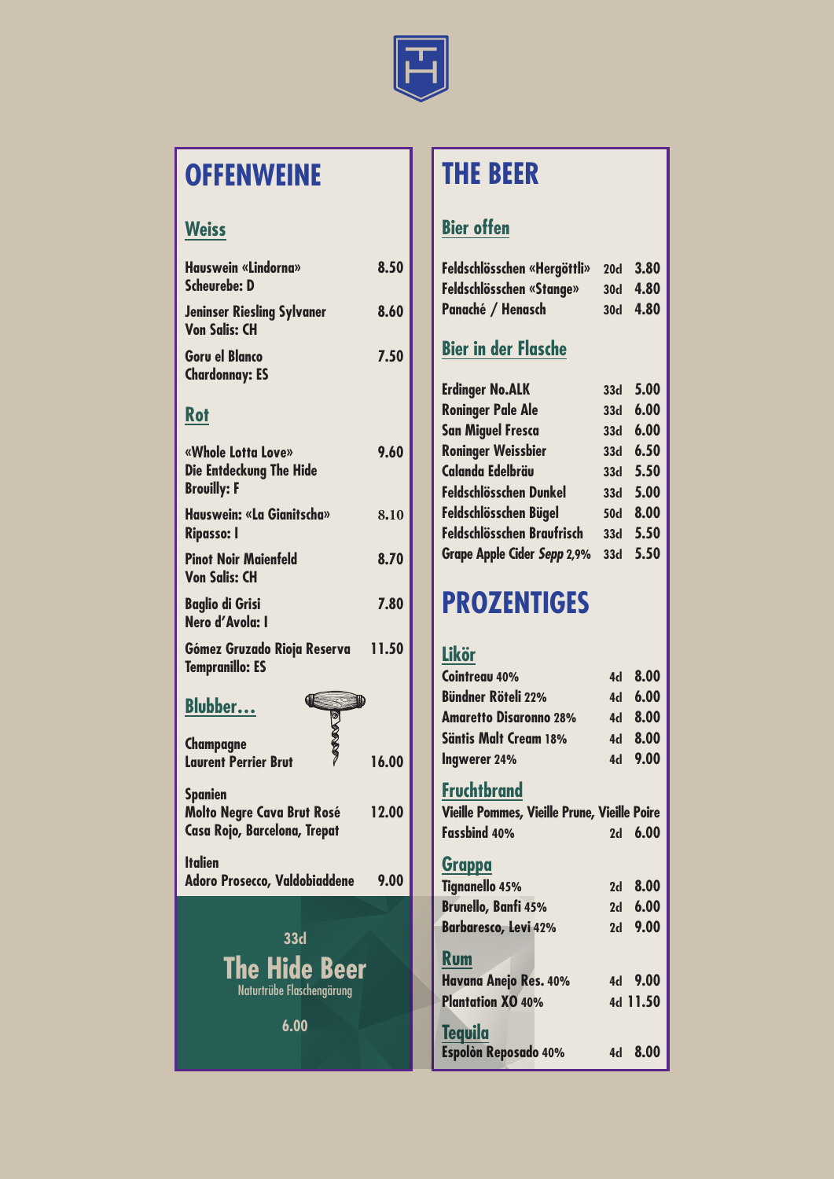# OFFENWEINE

## Weiss

| | |
|---|---|
| **Hauswein «Lindorna»** Scheurebe: D | 8.50 |
| **Jeninser Riesling Sylvaner** Von Salis: CH | 8.60 |
| **Goru el Blanco** Chardonnay: ES | 7.50 |

## Rot

| | |
|---|---|
| **«Whole Lotta Love»** Die Entdeckung The Hide Brouilly: F | 9.60 |
| **Hauswein: «La Gianitscha»** Ripasso: I | 8.10 |
| **Pinot Noir Maienfeld** Von Salis: CH | 8.70 |
| **Baglio di Grisi** Nero d'Avola: I | 7.80 |
| **Gómez Gruzado Rioja Reserva** Tempranillo: ES | 11.50 |

## Blubber…

| | |
|---|---|
| **Champagne** Laurent Perrier Brut | 16.00 |
| **Spanien** Molto Negre Cava Brut Rosé Casa Rojo, Barcelona, Trepat | 12.00 |
| **Italien** Adoro Prosecco, Valdobiaddene | 9.00 |

33cl
**The Hide Beer**
Naturtrübe Flaschengärung
6.00

# THE BEER

## Bier offen

| | | |
|---|---|---|
| Feldschlösschen «Hergöttli» | 20cl | 3.80 |
| Feldschlösschen «Stange» | 30cl | 4.80 |
| Panaché / Henasch | 30cl | 4.80 |

## Bier in der Flasche

| | | |
|---|---|---|
| Erdinger No.ALK | 33cl | 5.00 |
| Roninger Pale Ale | 33cl | 6.00 |
| San Miguel Fresca | 33cl | 6.00 |
| Roninger Weissbier | 33cl | 6.50 |
| Calanda Edelbräu | 33cl | 5.50 |
| Feldschlösschen Dunkel | 33cl | 5.00 |
| Feldschlösschen Bügel | 50cl | 8.00 |
| Feldschlösschen Braufrisch | 33cl | 5.50 |
| Grape Apple Cider *Sepp* 2,9% | 33cl | 5.50 |

# PROZENTIGES

## Likör

| | | |
|---|---|---|
| Cointreau 40% | 4cl | 8.00 |
| Bündner Röteli 22% | 4cl | 6.00 |
| Amaretto Disaronno 28% | 4cl | 8.00 |
| Säntis Malt Cream 18% | 4cl | 8.00 |
| Ingwerer 24% | 4cl | 9.00 |

## Fruchtbrand

| | | |
|---|---|---|
| Vieille Pommes, Vieille Prune, Vieille Poire Fassbind 40% | 2cl | 6.00 |

## Grappa

| | | |
|---|---|---|
| Tignanello 45% | 2cl | 8.00 |
| Brunello, Banfi 45% | 2cl | 6.00 |
| Barbaresco, Levi 42% | 2cl | 9.00 |

## Rum

| | | |
|---|---|---|
| Havana Anejo Res. 40% | 4cl | 9.00 |
| Plantation XO 40% | 4cl | 11.50 |

## Tequila

| | | |
|---|---|---|
| Espolòn Reposado 40% | 4cl | 8.00 |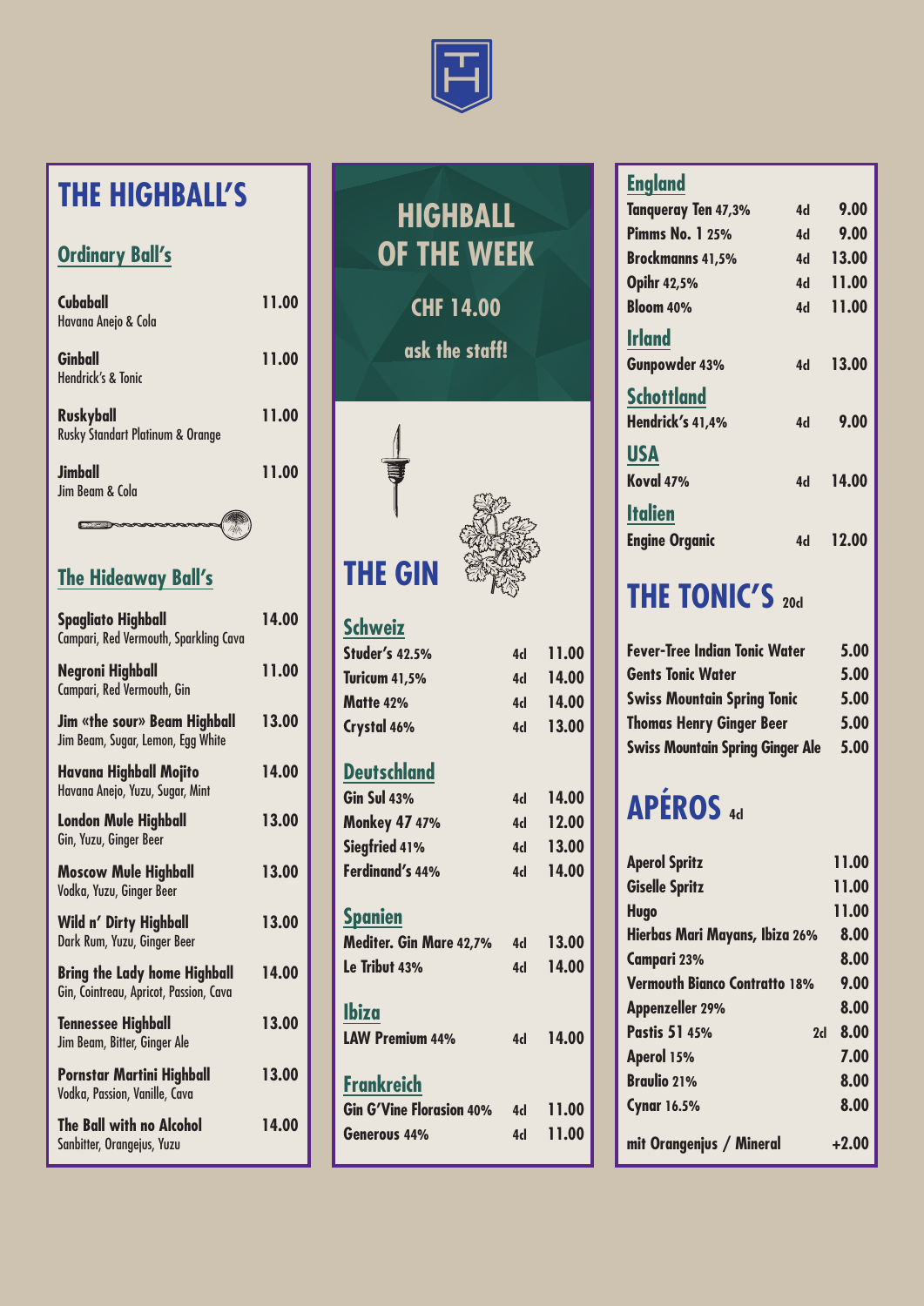# THE HIGHBALL'S

## Ordinary Ball's

| | |
|---|---|
| **Cubaball**<br>Havana Anejo & Cola | 11.00 |
| **Ginball**<br>Hendrick's & Tonic | 11.00 |
| **Ruskyball**<br>Rusky Standart Platinum & Orange | 11.00 |
| **Jimball**<br>Jim Beam & Cola | 11.00 |

## The Hideaway Ball's

| | |
|---|---|
| **Spagliato Highball**<br>Campari, Red Vermouth, Sparkling Cava | 14.00 |
| **Negroni Highball**<br>Campari, Red Vermouth, Gin | 11.00 |
| **Jim «the sour» Beam Highball**<br>Jim Beam, Sugar, Lemon, Egg White | 13.00 |
| **Havana Highball Mojito**<br>Havana Anejo, Yuzu, Sugar, Mint | 14.00 |
| **London Mule Highball**<br>Gin, Yuzu, Ginger Beer | 13.00 |
| **Moscow Mule Highball**<br>Vodka, Yuzu, Ginger Beer | 13.00 |
| **Wild n' Dirty Highball**<br>Dark Rum, Yuzu, Ginger Beer | 13.00 |
| **Bring the Lady home Highball**<br>Gin, Cointreau, Apricot, Passion, Cava | 14.00 |
| **Tennessee Highball**<br>Jim Beam, Bitter, Ginger Ale | 13.00 |
| **Pornstar Martini Highball**<br>Vodka, Passion, Vanille, Cava | 13.00 |
| **The Ball with no Alcohol**<br>Sanbitter, Orangejus, Yuzu | 14.00 |

# HIGHBALL OF THE WEEK

**CHF 14.00**

**ask the staff!**

# THE GIN

## Schweiz

| | | |
|---|---|---|
| **Studer's** 42.5% | 4cl | 11.00 |
| **Turicum** 41,5% | 4cl | 14.00 |
| **Matte** 42% | 4cl | 14.00 |
| **Crystal** 46% | 4cl | 13.00 |

## Deutschland

| | | |
|---|---|---|
| **Gin Sul** 43% | 4cl | 14.00 |
| **Monkey 47** 47% | 4cl | 12.00 |
| **Siegfried** 41% | 4cl | 13.00 |
| **Ferdinand's** 44% | 4cl | 14.00 |

## Spanien

| | | |
|---|---|---|
| **Mediter. Gin Mare** 42,7% | 4cl | 13.00 |
| **Le Tribut** 43% | 4cl | 14.00 |

## Ibiza

| | | |
|---|---|---|
| **LAW Premium** 44% | 4cl | 14.00 |

## Frankreich

| | | |
|---|---|---|
| **Gin G'Vine Florasion** 40% | 4cl | 11.00 |
| **Generous** 44% | 4cl | 11.00 |

## England

| | | |
|---|---|---|
| **Tanqueray Ten** 47,3% | 4cl | 9.00 |
| **Pimms No. 1** 25% | 4cl | 9.00 |
| **Brockmanns** 41,5% | 4cl | 13.00 |
| **Opihr** 42,5% | 4cl | 11.00 |
| **Bloom** 40% | 4cl | 11.00 |

## Irland

| | | |
|---|---|---|
| **Gunpowder** 43% | 4cl | 13.00 |

## Schottland

| | | |
|---|---|---|
| **Hendrick's** 41,4% | 4cl | 9.00 |

## USA

| | | |
|---|---|---|
| **Koval** 47% | 4cl | 14.00 |

## Italien

| | | |
|---|---|---|
| **Engine Organic** | 4cl | 12.00 |

# THE TONIC'S 20cl

| | |
|---|---|
| **Fever-Tree Indian Tonic Water** | 5.00 |
| **Gents Tonic Water** | 5.00 |
| **Swiss Mountain Spring Tonic** | 5.00 |
| **Thomas Henry Ginger Beer** | 5.00 |
| **Swiss Mountain Spring Ginger Ale** | 5.00 |

# APÉROS 4cl

| | | |
|---|---|---|
| **Aperol Spritz** | | 11.00 |
| **Giselle Spritz** | | 11.00 |
| **Hugo** | | 11.00 |
| **Hierbas Mari Mayans, Ibiza** 26% | | 8.00 |
| **Campari** 23% | | 8.00 |
| **Vermouth Bianco Contratto** 18% | | 9.00 |
| **Appenzeller** 29% | | 8.00 |
| **Pastis 51** 45% | 2cl | 8.00 |
| **Aperol** 15% | | 7.00 |
| **Braulio** 21% | | 8.00 |
| **Cynar** 16.5% | | 8.00 |
| **mit Orangenjus / Mineral** | | +2.00 |